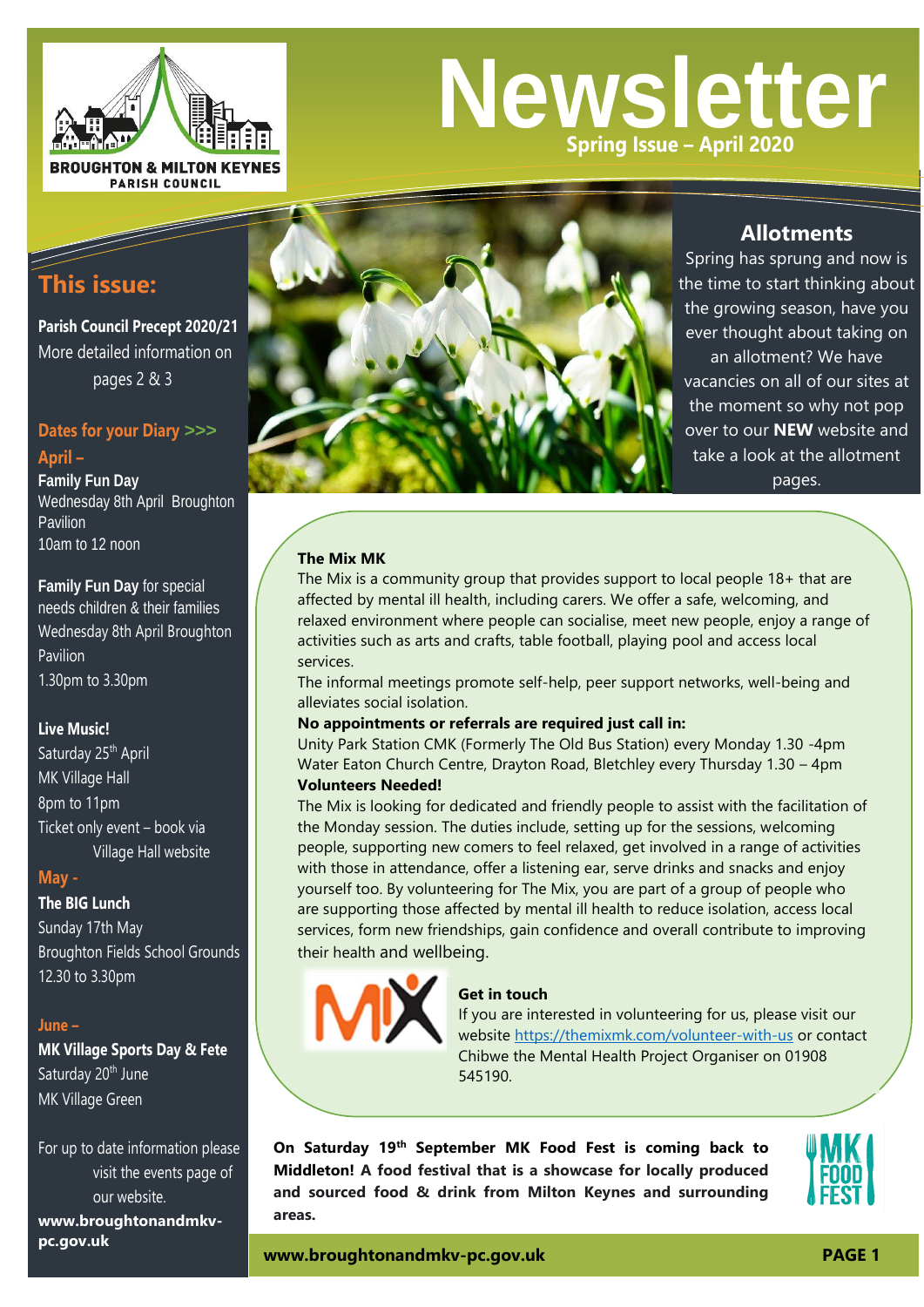BROUGHTON & MILTON KEYNES PARISH COUNCIL

# Newsletter

**Spring Issue – April 2020**

## This issue:

**Parish Council Precept 2020/21**
More detailed information on pages 2 & 3

### Dates for your Diary >>>

**April –**

**Family Fun Day**
Wednesday 8th April Broughton Pavilion
10am to 12 noon

**Family Fun Day** for special needs children & their families
Wednesday 8th April Broughton Pavilion
1.30pm to 3.30pm

**Live Music!**
Saturday 25th April
MK Village Hall
8pm to 11pm
Ticket only event – book via Village Hall website

**May -**

**The BIG Lunch**
Sunday 17th May
Broughton Fields School Grounds
12.30 to 3.30pm

**June –**

**MK Village Sports Day & Fete**
Saturday 20th June
MK Village Green

For up to date information please visit the events page of our website.
**www.broughtonandmkv-pc.gov.uk**

## Allotments

Spring has sprung and now is the time to start thinking about the growing season, have you ever thought about taking on an allotment? We have vacancies on all of our sites at the moment so why not pop over to our **NEW** website and take a look at the allotment pages.

### The Mix MK

The Mix is a community group that provides support to local people 18+ that are affected by mental ill health, including carers. We offer a safe, welcoming, and relaxed environment where people can socialise, meet new people, enjoy a range of activities such as arts and crafts, table football, playing pool and access local services.

The informal meetings promote self-help, peer support networks, well-being and alleviates social isolation.

**No appointments or referrals are required just call in:**

Unity Park Station CMK (Formerly The Old Bus Station) every Monday 1.30 -4pm
Water Eaton Church Centre, Drayton Road, Bletchley every Thursday 1.30 – 4pm

**Volunteers Needed!**

The Mix is looking for dedicated and friendly people to assist with the facilitation of the Monday session. The duties include, setting up for the sessions, welcoming people, supporting new comers to feel relaxed, get involved in a range of activities with those in attendance, offer a listening ear, serve drinks and snacks and enjoy yourself too. By volunteering for The Mix, you are part of a group of people who are supporting those affected by mental ill health to reduce isolation, access local services, form new friendships, gain confidence and overall contribute to improving their health and wellbeing.

**Get in touch**

If you are interested in volunteering for us, please visit our website https://themixmk.com/volunteer-with-us or contact Chibwe the Mental Health Project Organiser on 01908 545190.

**On Saturday 19th September MK Food Fest is coming back to Middleton! A food festival that is a showcase for locally produced and sourced food & drink from Milton Keynes and surrounding areas.**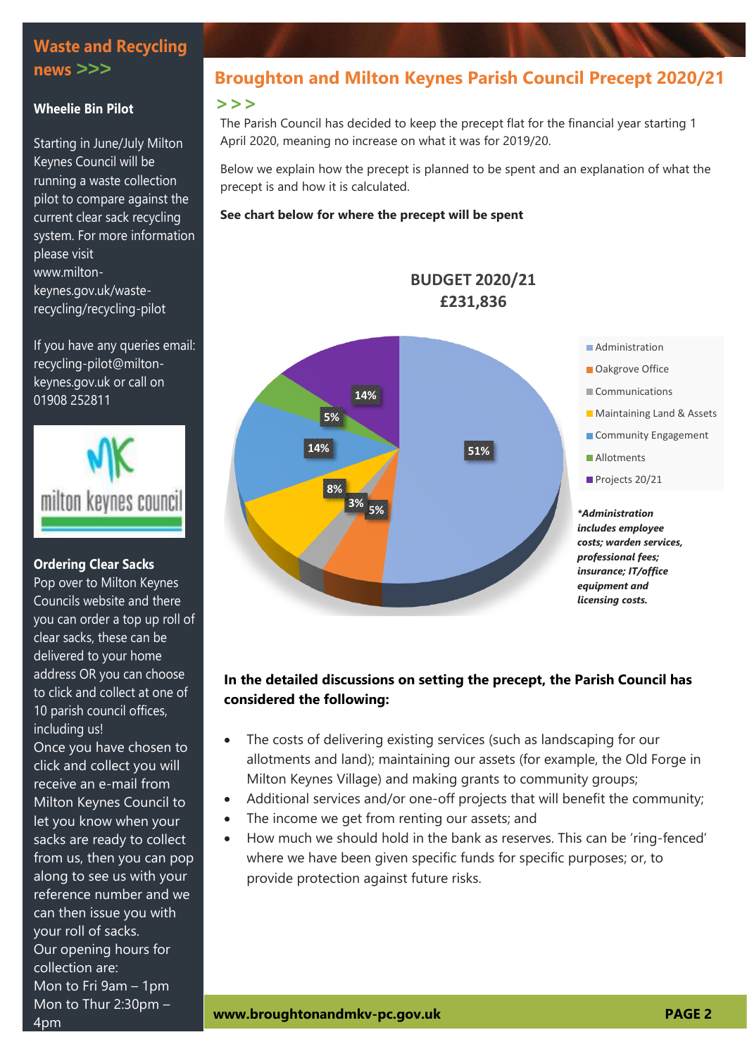## Waste and Recycling news >>>

### Wheelie Bin Pilot

Starting in June/July Milton Keynes Council will be running a waste collection pilot to compare against the current clear sack recycling system. For more information please visit www.milton-keynes.gov.uk/waste-recycling/recycling-pilot

If you have any queries email: recycling-pilot@milton-keynes.gov.uk or call on 01908 252811

milton keynes council

### Ordering Clear Sacks

Pop over to Milton Keynes Councils website and there you can order a top up roll of clear sacks, these can be delivered to your home address OR you can choose to click and collect at one of 10 parish council offices, including us!

Once you have chosen to click and collect you will receive an e-mail from Milton Keynes Council to let you know when your sacks are ready to collect from us, then you can pop along to see us with your reference number and we can then issue you with your roll of sacks.

Our opening hours for collection are:

Mon to Fri 9am – 1pm

Mon to Thur 2:30pm – 4pm

## Broughton and Milton Keynes Parish Council Precept 2020/21

> > >

The Parish Council has decided to keep the precept flat for the financial year starting 1 April 2020, meaning no increase on what it was for 2019/20.

Below we explain how the precept is planned to be spent and an explanation of what the precept is and how it is calculated.

**See chart below for where the precept will be spent**

**BUDGET 2020/21**
**£231,836**

| Category | Share |
|---|---|
| Administration | 51% |
| Oakgrove Office | 5% |
| Communications | 3% |
| Maintaining Land & Assets | 8% |
| Community Engagement | 14% |
| Allotments | 5% |
| Projects 20/21 | 14% |

***Administration includes employee costs; warden services, professional fees; insurance; IT/office equipment and licensing costs.***

**In the detailed discussions on setting the precept, the Parish Council has considered the following:**

- The costs of delivering existing services (such as landscaping for our allotments and land); maintaining our assets (for example, the Old Forge in Milton Keynes Village) and making grants to community groups;
- Additional services and/or one-off projects that will benefit the community;
- The income we get from renting our assets; and
- How much we should hold in the bank as reserves. This can be 'ring-fenced' where we have been given specific funds for specific purposes; or, to provide protection against future risks.

**www.broughtonandmkv-pc.gov.uk**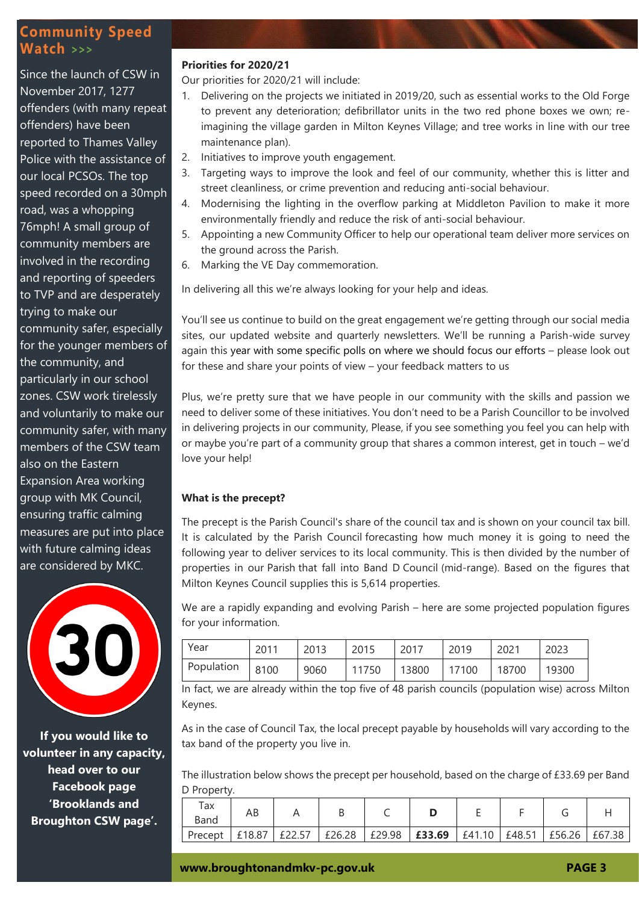## Community Speed Watch >>>

Since the launch of CSW in November 2017, 1277 offenders (with many repeat offenders) have been reported to Thames Valley Police with the assistance of our local PCSOs. The top speed recorded on a 30mph road, was a whopping 76mph! A small group of community members are involved in the recording and reporting of speeders to TVP and are desperately trying to make our community safer, especially for the younger members of the community, and particularly in our school zones. CSW work tirelessly and voluntarily to make our community safer, with many members of the CSW team also on the Eastern Expansion Area working group with MK Council, ensuring traffic calming measures are put into place with future calming ideas are considered by MKC.

**If you would like to volunteer in any capacity, head over to our Facebook page 'Brooklands and Broughton CSW page'.**

**Priorities for 2020/21**

Our priorities for 2020/21 will include:

1. Delivering on the projects we initiated in 2019/20, such as essential works to the Old Forge to prevent any deterioration; defibrillator units in the two red phone boxes we own; re-imagining the village garden in Milton Keynes Village; and tree works in line with our tree maintenance plan).
2. Initiatives to improve youth engagement.
3. Targeting ways to improve the look and feel of our community, whether this is litter and street cleanliness, or crime prevention and reducing anti-social behaviour.
4. Modernising the lighting in the overflow parking at Middleton Pavilion to make it more environmentally friendly and reduce the risk of anti-social behaviour.
5. Appointing a new Community Officer to help our operational team deliver more services on the ground across the Parish.
6. Marking the VE Day commemoration.

In delivering all this we're always looking for your help and ideas.

You'll see us continue to build on the great engagement we're getting through our social media sites, our updated website and quarterly newsletters. We'll be running a Parish-wide survey again this year with some specific polls on where we should focus our efforts – please look out for these and share your points of view – your feedback matters to us

Plus, we're pretty sure that we have people in our community with the skills and passion we need to deliver some of these initiatives. You don't need to be a Parish Councillor to be involved in delivering projects in our community, Please, if you see something you feel you can help with or maybe you're part of a community group that shares a common interest, get in touch – we'd love your help!

**What is the precept?**

The precept is the Parish Council's share of the council tax and is shown on your council tax bill. It is calculated by the Parish Council forecasting how much money it is going to need the following year to deliver services to its local community. This is then divided by the number of properties in our Parish that fall into Band D Council (mid-range). Based on the figures that Milton Keynes Council supplies this is 5,614 properties.

We are a rapidly expanding and evolving Parish – here are some projected population figures for your information.

| Year | 2011 | 2013 | 2015 | 2017 | 2019 | 2021 | 2023 |
|---|---|---|---|---|---|---|---|
| Population | 8100 | 9060 | 11750 | 13800 | 17100 | 18700 | 19300 |

In fact, we are already within the top five of 48 parish councils (population wise) across Milton Keynes.

As in the case of Council Tax, the local precept payable by households will vary according to the tax band of the property you live in.

The illustration below shows the precept per household, based on the charge of £33.69 per Band D Property.

| Tax Band | AB | A | B | C | **D** | E | F | G | H |
|---|---|---|---|---|---|---|---|---|---|
| Precept | £18.87 | £22.57 | £26.28 | £29.98 | **£33.69** | £41.10 | £48.51 | £56.26 | £67.38 |

**www.broughtonandmkv-pc.gov.uk**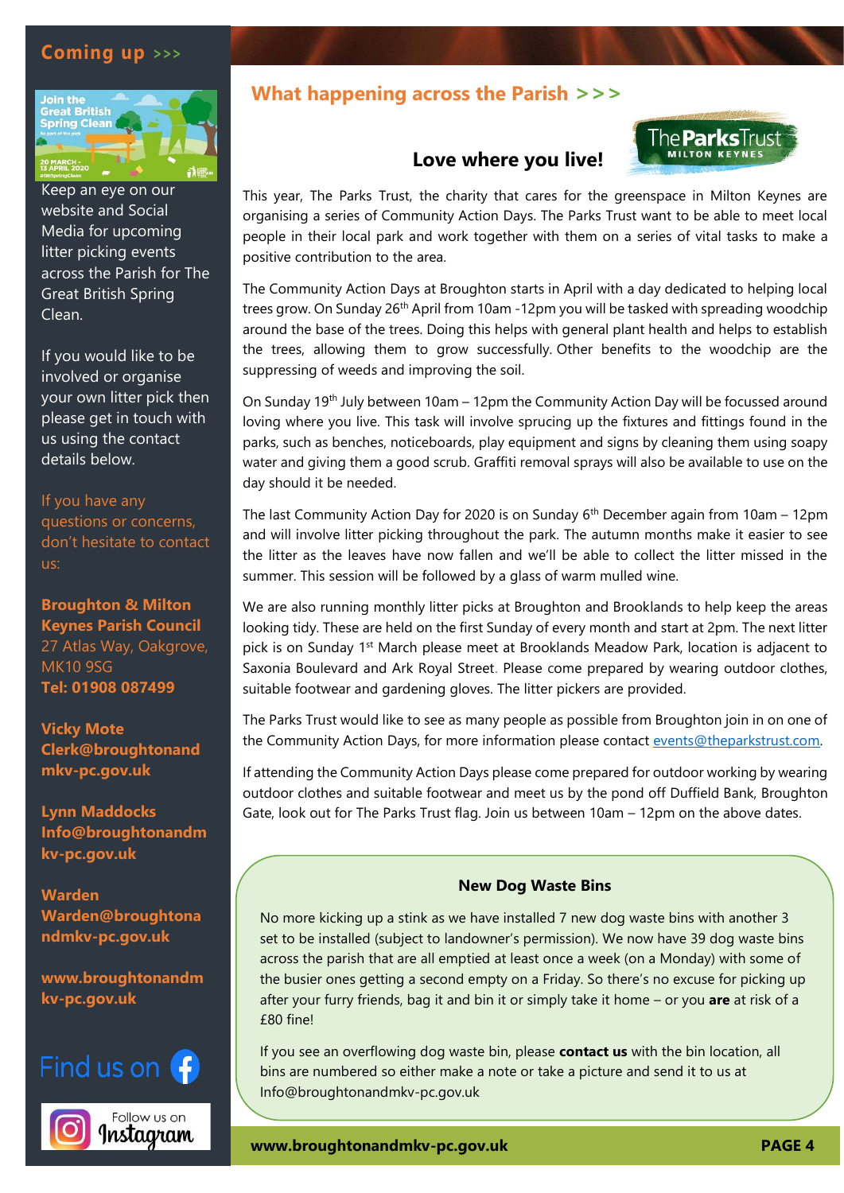## Coming up >>>

Keep an eye on our website and Social Media for upcoming litter picking events across the Parish for The Great British Spring Clean.

If you would like to be involved or organise your own litter pick then please get in touch with us using the contact details below.

If you have any questions or concerns, don't hesitate to contact us:

**Broughton & Milton Keynes Parish Council**
27 Atlas Way, Oakgrove, MK10 9SG
**Tel: 01908 087499**

**Vicky Mote**
**Clerk@broughtonandmkv-pc.gov.uk**

**Lynn Maddocks**
**Info@broughtonandmkv-pc.gov.uk**

**Warden**
**Warden@broughtonandmkv-pc.gov.uk**

**www.broughtonandmkv-pc.gov.uk**

Find us on

Follow us on Instagram

## What happening across the Parish >>>

### Love where you live!

This year, The Parks Trust, the charity that cares for the greenspace in Milton Keynes are organising a series of Community Action Days. The Parks Trust want to be able to meet local people in their local park and work together with them on a series of vital tasks to make a positive contribution to the area.

The Community Action Days at Broughton starts in April with a day dedicated to helping local trees grow. On Sunday 26th April from 10am -12pm you will be tasked with spreading woodchip around the base of the trees. Doing this helps with general plant health and helps to establish the trees, allowing them to grow successfully. Other benefits to the woodchip are the suppressing of weeds and improving the soil.

On Sunday 19th July between 10am – 12pm the Community Action Day will be focussed around loving where you live. This task will involve sprucing up the fixtures and fittings found in the parks, such as benches, noticeboards, play equipment and signs by cleaning them using soapy water and giving them a good scrub. Graffiti removal sprays will also be available to use on the day should it be needed.

The last Community Action Day for 2020 is on Sunday 6th December again from 10am – 12pm and will involve litter picking throughout the park. The autumn months make it easier to see the litter as the leaves have now fallen and we'll be able to collect the litter missed in the summer. This session will be followed by a glass of warm mulled wine.

We are also running monthly litter picks at Broughton and Brooklands to help keep the areas looking tidy. These are held on the first Sunday of every month and start at 2pm. The next litter pick is on Sunday 1st March please meet at Brooklands Meadow Park, location is adjacent to Saxonia Boulevard and Ark Royal Street. Please come prepared by wearing outdoor clothes, suitable footwear and gardening gloves. The litter pickers are provided.

The Parks Trust would like to see as many people as possible from Broughton join in on one of the Community Action Days, for more information please contact events@theparkstrust.com.

If attending the Community Action Days please come prepared for outdoor working by wearing outdoor clothes and suitable footwear and meet us by the pond off Duffield Bank, Broughton Gate, look out for The Parks Trust flag. Join us between 10am – 12pm on the above dates.

### New Dog Waste Bins

No more kicking up a stink as we have installed 7 new dog waste bins with another 3 set to be installed (subject to landowner's permission). We now have 39 dog waste bins across the parish that are all emptied at least once a week (on a Monday) with some of the busier ones getting a second empty on a Friday. So there's no excuse for picking up after your furry friends, bag it and bin it or simply take it home – or you **are** at risk of a £80 fine!

If you see an overflowing dog waste bin, please **contact us** with the bin location, all bins are numbered so either make a note or take a picture and send it to us at Info@broughtonandmkv-pc.gov.uk